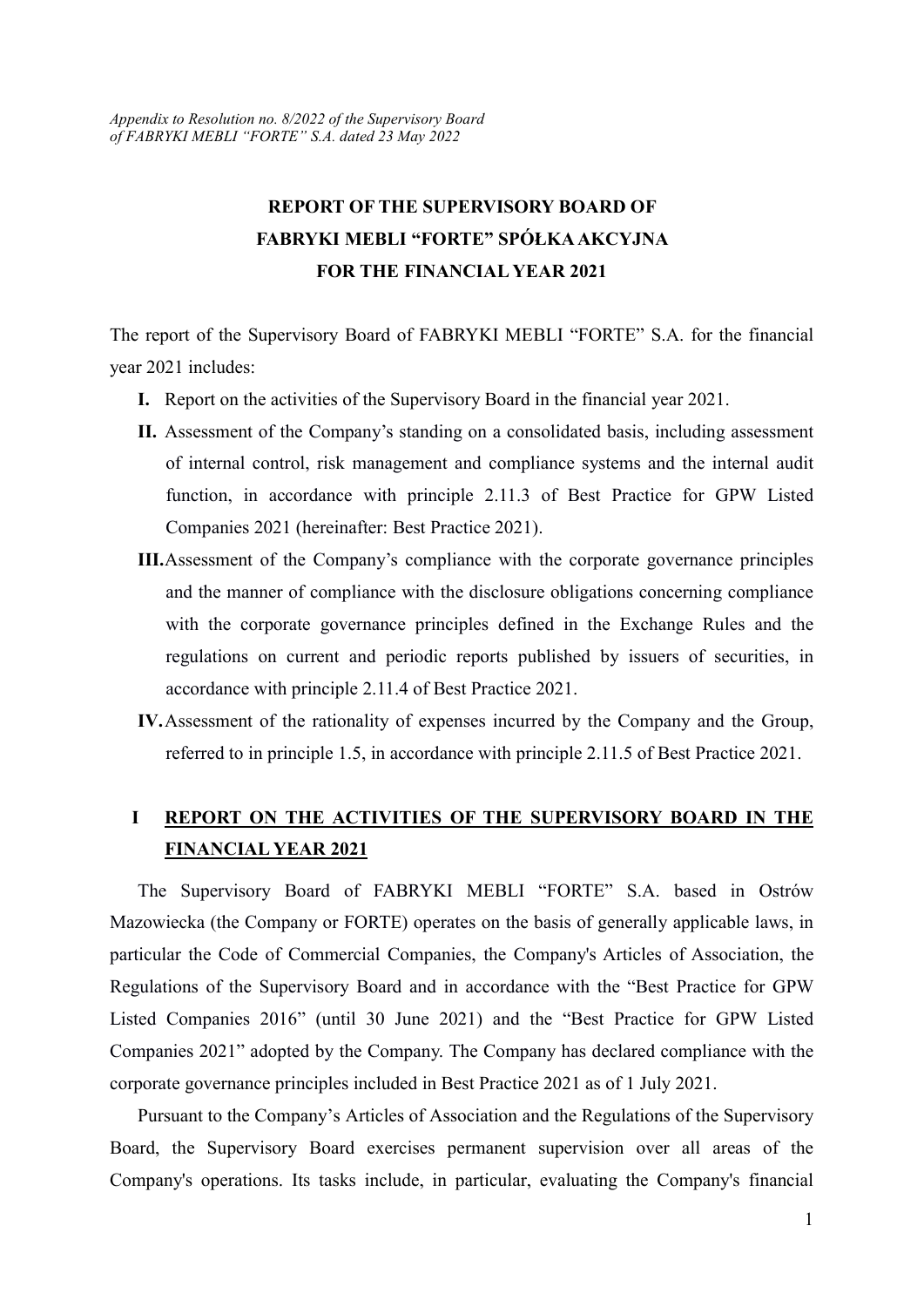*Appendix to Resolution no. 8/2022 of the Supervisory Board of FABRYKI MEBLI "FORTE" S.A. dated 23 May 2022*

# REPORT OF THE SUPERVISORY BOARD OF FABRYKI MEBLI "FORTE" SPÓŁKA AKCYJNA FOR THE FINANCIAL YEAR 2021

The report of the Supervisory Board of FABRYKI MEBLI "FORTE" S.A. for the financial year 2021 includes:

- **I.** Report on the activities of the Supervisory Board in the financial year 2021.
- **II.** Assessment of the Company's standing on a consolidated basis, including assessment of internal control, risk management and compliance systems and the internal audit function, in accordance with principle 2.11.3 of Best Practice for GPW Listed Companies 2021 (hereinafter: Best Practice 2021).
- **III.** Assessment of the Company's compliance with the corporate governance principles and the manner of compliance with the disclosure obligations concerning compliance with the corporate governance principles defined in the Exchange Rules and the regulations on current and periodic reports published by issuers of securities, in accordance with principle 2.11.4 of Best Practice 2021.
- **IV.** Assessment of the rationality of expenses incurred by the Company and the Group, referred to in principle 1.5, in accordance with principle 2.11.5 of Best Practice 2021.

## I REPORT ON THE ACTIVITIES OF THE SUPERVISORY BOARD IN THE FINANCIAL YEAR 2021

The Supervisory Board of FABRYKI MEBLI "FORTE" S.A. based in Ostrów Mazowiecka (the Company or FORTE) operates on the basis of generally applicable laws, in particular the Code of Commercial Companies, the Company's Articles of Association, the Regulations of the Supervisory Board and in accordance with the "Best Practice for GPW Listed Companies 2016" (until 30 June 2021) and the "Best Practice for GPW Listed Companies 2021" adopted by the Company. The Company has declared compliance with the corporate governance principles included in Best Practice 2021 as of 1 July 2021.

Pursuant to the Company's Articles of Association and the Regulations of the Supervisory Board, the Supervisory Board exercises permanent supervision over all areas of the Company's operations. Its tasks include, in particular, evaluating the Company's financial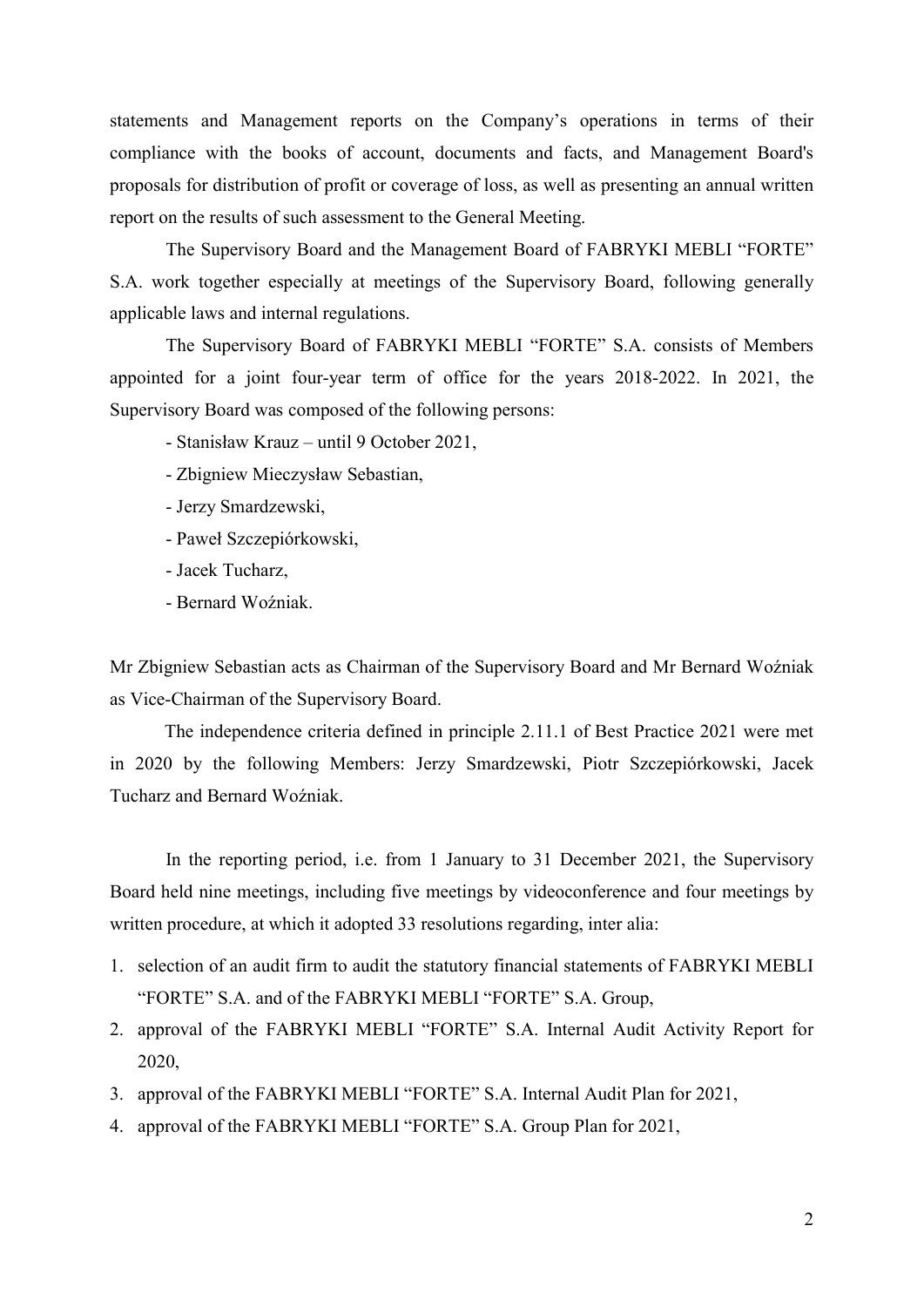statements and Management reports on the Company's operations in terms of their compliance with the books of account, documents and facts, and Management Board's proposals for distribution of profit or coverage of loss, as well as presenting an annual written report on the results of such assessment to the General Meeting.

The Supervisory Board and the Management Board of FABRYKI MEBLI "FORTE" S.A. work together especially at meetings of the Supervisory Board, following generally applicable laws and internal regulations.

The Supervisory Board of FABRYKI MEBLI "FORTE" S.A. consists of Members appointed for a joint four-year term of office for the years 2018-2022. In 2021, the Supervisory Board was composed of the following persons:

- Stanisław Krauz – until 9 October 2021,
- Zbigniew Mieczysław Sebastian,
- Jerzy Smardzewski,
- Paweł Szczepiórkowski,
- Jacek Tucharz,
- Bernard Woźniak.

Mr Zbigniew Sebastian acts as Chairman of the Supervisory Board and Mr Bernard Woźniak as Vice-Chairman of the Supervisory Board.

The independence criteria defined in principle 2.11.1 of Best Practice 2021 were met in 2020 by the following Members: Jerzy Smardzewski, Piotr Szczepiórkowski, Jacek Tucharz and Bernard Woźniak.

In the reporting period, i.e. from 1 January to 31 December 2021, the Supervisory Board held nine meetings, including five meetings by videoconference and four meetings by written procedure, at which it adopted 33 resolutions regarding, inter alia:

1. selection of an audit firm to audit the statutory financial statements of FABRYKI MEBLI "FORTE" S.A. and of the FABRYKI MEBLI "FORTE" S.A. Group,
2. approval of the FABRYKI MEBLI "FORTE" S.A. Internal Audit Activity Report for 2020,
3. approval of the FABRYKI MEBLI "FORTE" S.A. Internal Audit Plan for 2021,
4. approval of the FABRYKI MEBLI "FORTE" S.A. Group Plan for 2021,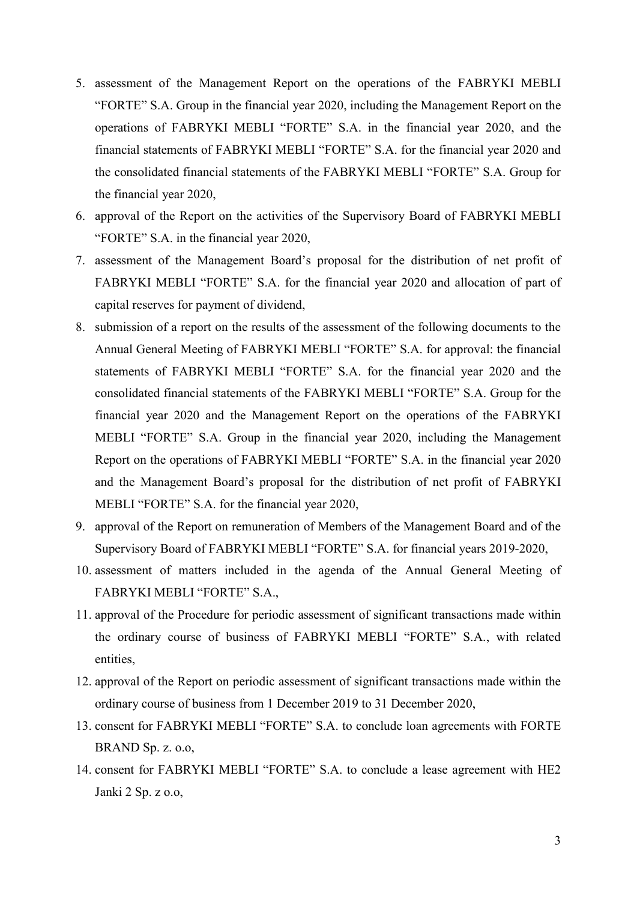5. assessment of the Management Report on the operations of the FABRYKI MEBLI "FORTE" S.A. Group in the financial year 2020, including the Management Report on the operations of FABRYKI MEBLI "FORTE" S.A. in the financial year 2020, and the financial statements of FABRYKI MEBLI "FORTE" S.A. for the financial year 2020 and the consolidated financial statements of the FABRYKI MEBLI "FORTE" S.A. Group for the financial year 2020,
6. approval of the Report on the activities of the Supervisory Board of FABRYKI MEBLI "FORTE" S.A. in the financial year 2020,
7. assessment of the Management Board's proposal for the distribution of net profit of FABRYKI MEBLI "FORTE" S.A. for the financial year 2020 and allocation of part of capital reserves for payment of dividend,
8. submission of a report on the results of the assessment of the following documents to the Annual General Meeting of FABRYKI MEBLI "FORTE" S.A. for approval: the financial statements of FABRYKI MEBLI "FORTE" S.A. for the financial year 2020 and the consolidated financial statements of the FABRYKI MEBLI "FORTE" S.A. Group for the financial year 2020 and the Management Report on the operations of the FABRYKI MEBLI "FORTE" S.A. Group in the financial year 2020, including the Management Report on the operations of FABRYKI MEBLI "FORTE" S.A. in the financial year 2020 and the Management Board's proposal for the distribution of net profit of FABRYKI MEBLI "FORTE" S.A. for the financial year 2020,
9. approval of the Report on remuneration of Members of the Management Board and of the Supervisory Board of FABRYKI MEBLI "FORTE" S.A. for financial years 2019-2020,
10. assessment of matters included in the agenda of the Annual General Meeting of FABRYKI MEBLI "FORTE" S.A.,
11. approval of the Procedure for periodic assessment of significant transactions made within the ordinary course of business of FABRYKI MEBLI "FORTE" S.A., with related entities,
12. approval of the Report on periodic assessment of significant transactions made within the ordinary course of business from 1 December 2019 to 31 December 2020,
13. consent for FABRYKI MEBLI "FORTE" S.A. to conclude loan agreements with FORTE BRAND Sp. z. o.o,
14. consent for FABRYKI MEBLI "FORTE" S.A. to conclude a lease agreement with HE2 Janki 2 Sp. z o.o,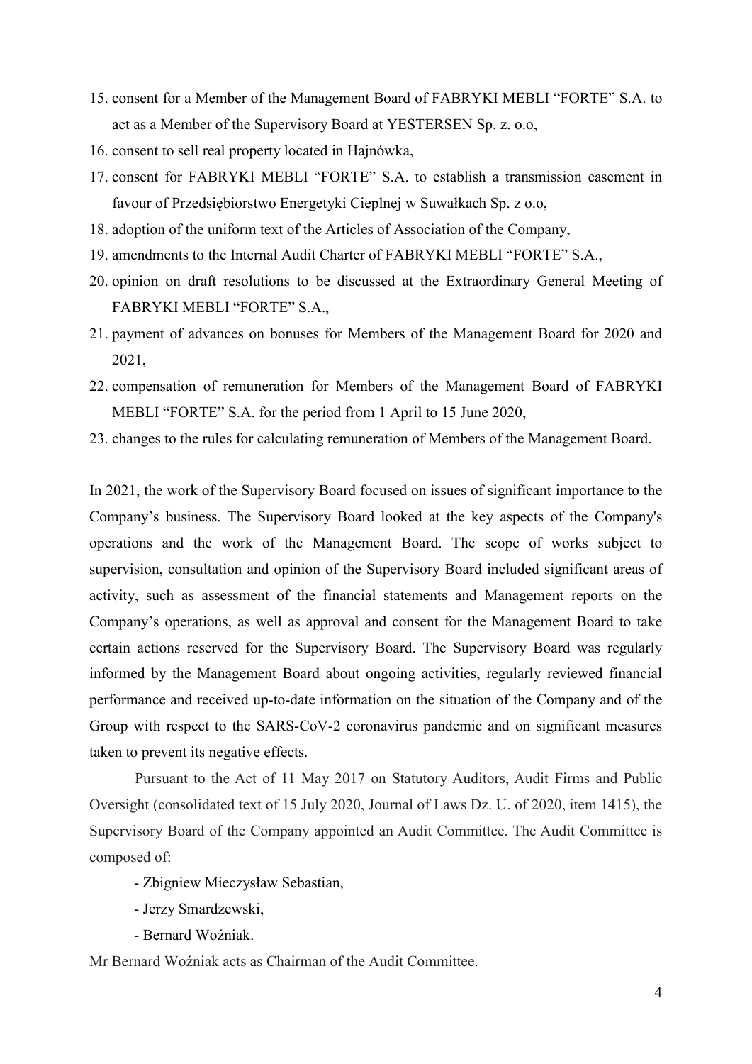15. consent for a Member of the Management Board of FABRYKI MEBLI "FORTE" S.A. to act as a Member of the Supervisory Board at YESTERSEN Sp. z. o.o,
16. consent to sell real property located in Hajnówka,
17. consent for FABRYKI MEBLI "FORTE" S.A. to establish a transmission easement in favour of Przedsiębiorstwo Energetyki Cieplnej w Suwałkach Sp. z o.o,
18. adoption of the uniform text of the Articles of Association of the Company,
19. amendments to the Internal Audit Charter of FABRYKI MEBLI "FORTE" S.A.,
20. opinion on draft resolutions to be discussed at the Extraordinary General Meeting of FABRYKI MEBLI "FORTE" S.A.,
21. payment of advances on bonuses for Members of the Management Board for 2020 and 2021,
22. compensation of remuneration for Members of the Management Board of FABRYKI MEBLI "FORTE" S.A. for the period from 1 April to 15 June 2020,
23. changes to the rules for calculating remuneration of Members of the Management Board.

In 2021, the work of the Supervisory Board focused on issues of significant importance to the Company's business. The Supervisory Board looked at the key aspects of the Company's operations and the work of the Management Board. The scope of works subject to supervision, consultation and opinion of the Supervisory Board included significant areas of activity, such as assessment of the financial statements and Management reports on the Company's operations, as well as approval and consent for the Management Board to take certain actions reserved for the Supervisory Board. The Supervisory Board was regularly informed by the Management Board about ongoing activities, regularly reviewed financial performance and received up-to-date information on the situation of the Company and of the Group with respect to the SARS-CoV-2 coronavirus pandemic and on significant measures taken to prevent its negative effects.

Pursuant to the Act of 11 May 2017 on Statutory Auditors, Audit Firms and Public Oversight (consolidated text of 15 July 2020, Journal of Laws Dz. U. of 2020, item 1415), the Supervisory Board of the Company appointed an Audit Committee. The Audit Committee is composed of:

- Zbigniew Mieczysław Sebastian,
- Jerzy Smardzewski,
- Bernard Woźniak.

Mr Bernard Woźniak acts as Chairman of the Audit Committee.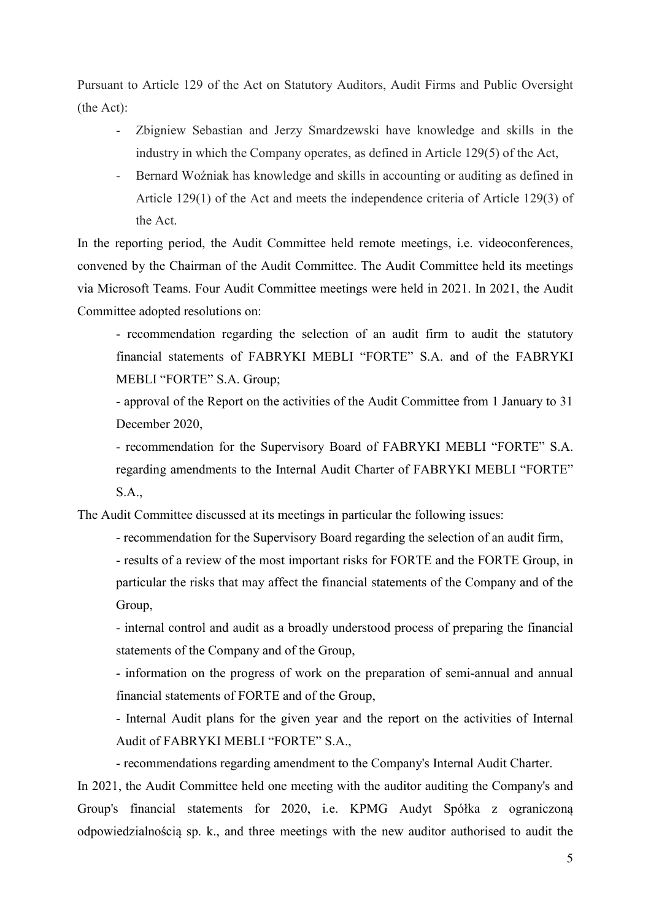Pursuant to Article 129 of the Act on Statutory Auditors, Audit Firms and Public Oversight (the Act):

- Zbigniew Sebastian and Jerzy Smardzewski have knowledge and skills in the industry in which the Company operates, as defined in Article 129(5) of the Act,
- Bernard Woźniak has knowledge and skills in accounting or auditing as defined in Article 129(1) of the Act and meets the independence criteria of Article 129(3) of the Act.

In the reporting period, the Audit Committee held remote meetings, i.e. videoconferences, convened by the Chairman of the Audit Committee. The Audit Committee held its meetings via Microsoft Teams. Four Audit Committee meetings were held in 2021. In 2021, the Audit Committee adopted resolutions on:

- recommendation regarding the selection of an audit firm to audit the statutory financial statements of FABRYKI MEBLI "FORTE" S.A. and of the FABRYKI MEBLI "FORTE" S.A. Group;
- approval of the Report on the activities of the Audit Committee from 1 January to 31 December 2020,
- recommendation for the Supervisory Board of FABRYKI MEBLI "FORTE" S.A. regarding amendments to the Internal Audit Charter of FABRYKI MEBLI "FORTE" S.A.,

The Audit Committee discussed at its meetings in particular the following issues:

- recommendation for the Supervisory Board regarding the selection of an audit firm,
- results of a review of the most important risks for FORTE and the FORTE Group, in particular the risks that may affect the financial statements of the Company and of the Group,
- internal control and audit as a broadly understood process of preparing the financial statements of the Company and of the Group,
- information on the progress of work on the preparation of semi-annual and annual financial statements of FORTE and of the Group,
- Internal Audit plans for the given year and the report on the activities of Internal Audit of FABRYKI MEBLI "FORTE" S.A.,
- recommendations regarding amendment to the Company's Internal Audit Charter.

In 2021, the Audit Committee held one meeting with the auditor auditing the Company's and Group's financial statements for 2020, i.e. KPMG Audyt Spółka z ograniczoną odpowiedzialnością sp. k., and three meetings with the new auditor authorised to audit the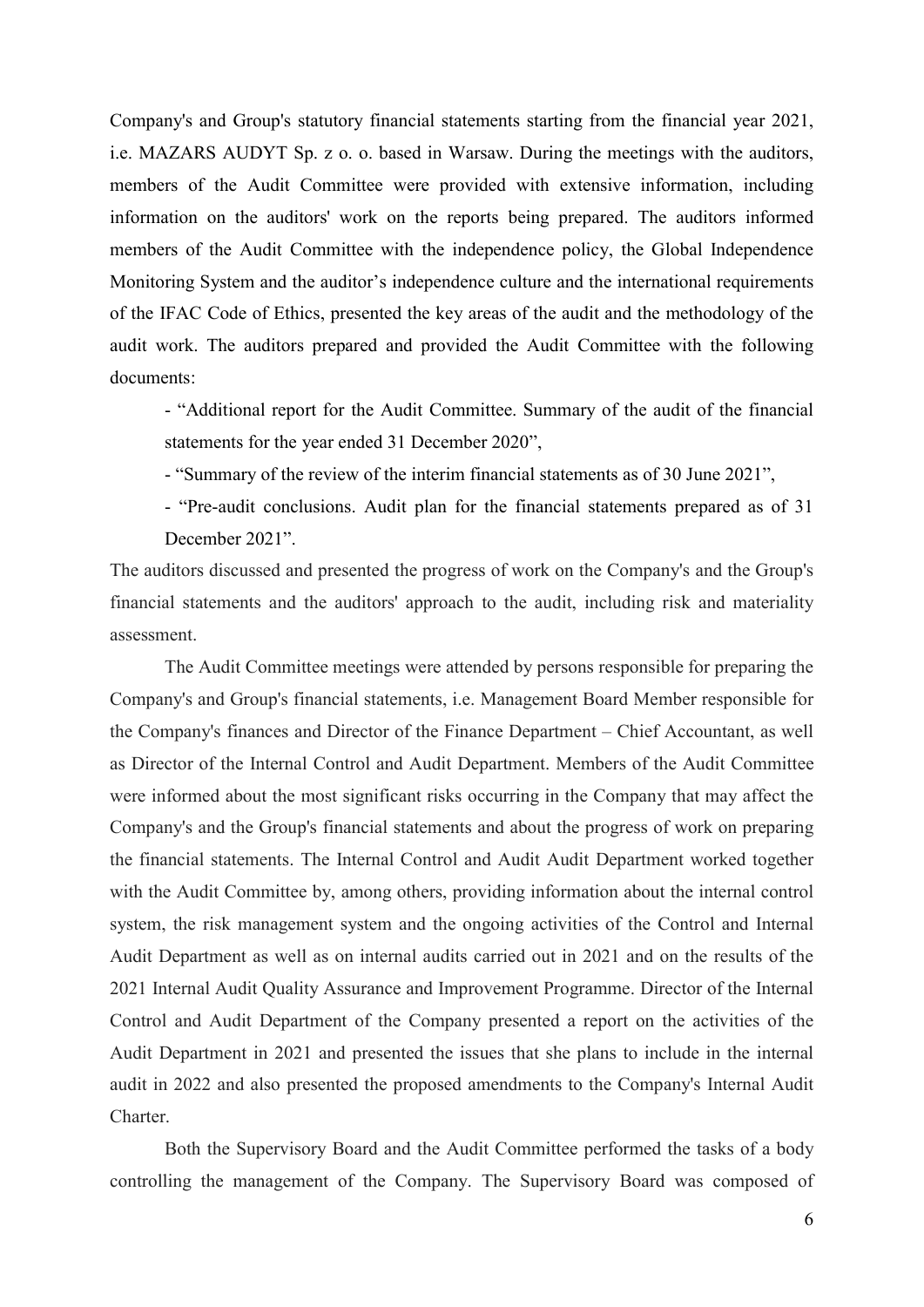Company's and Group's statutory financial statements starting from the financial year 2021, i.e. MAZARS AUDYT Sp. z o. o. based in Warsaw. During the meetings with the auditors, members of the Audit Committee were provided with extensive information, including information on the auditors' work on the reports being prepared. The auditors informed members of the Audit Committee with the independence policy, the Global Independence Monitoring System and the auditor's independence culture and the international requirements of the IFAC Code of Ethics, presented the key areas of the audit and the methodology of the audit work. The auditors prepared and provided the Audit Committee with the following documents:

- "Additional report for the Audit Committee. Summary of the audit of the financial statements for the year ended 31 December 2020",
- "Summary of the review of the interim financial statements as of 30 June 2021",
- "Pre-audit conclusions. Audit plan for the financial statements prepared as of 31 December 2021".

The auditors discussed and presented the progress of work on the Company's and the Group's financial statements and the auditors' approach to the audit, including risk and materiality assessment.

The Audit Committee meetings were attended by persons responsible for preparing the Company's and Group's financial statements, i.e. Management Board Member responsible for the Company's finances and Director of the Finance Department – Chief Accountant, as well as Director of the Internal Control and Audit Department. Members of the Audit Committee were informed about the most significant risks occurring in the Company that may affect the Company's and the Group's financial statements and about the progress of work on preparing the financial statements. The Internal Control and Audit Audit Department worked together with the Audit Committee by, among others, providing information about the internal control system, the risk management system and the ongoing activities of the Control and Internal Audit Department as well as on internal audits carried out in 2021 and on the results of the 2021 Internal Audit Quality Assurance and Improvement Programme. Director of the Internal Control and Audit Department of the Company presented a report on the activities of the Audit Department in 2021 and presented the issues that she plans to include in the internal audit in 2022 and also presented the proposed amendments to the Company's Internal Audit Charter.

Both the Supervisory Board and the Audit Committee performed the tasks of a body controlling the management of the Company. The Supervisory Board was composed of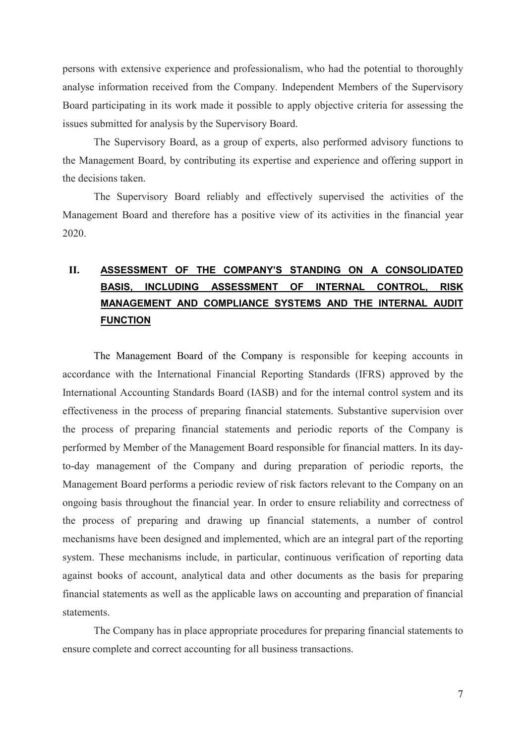persons with extensive experience and professionalism, who had the potential to thoroughly analyse information received from the Company. Independent Members of the Supervisory Board participating in its work made it possible to apply objective criteria for assessing the issues submitted for analysis by the Supervisory Board.

The Supervisory Board, as a group of experts, also performed advisory functions to the Management Board, by contributing its expertise and experience and offering support in the decisions taken.

The Supervisory Board reliably and effectively supervised the activities of the Management Board and therefore has a positive view of its activities in the financial year 2020.

## II. ASSESSMENT OF THE COMPANY'S STANDING ON A CONSOLIDATED BASIS, INCLUDING ASSESSMENT OF INTERNAL CONTROL, RISK MANAGEMENT AND COMPLIANCE SYSTEMS AND THE INTERNAL AUDIT FUNCTION

The Management Board of the Company is responsible for keeping accounts in accordance with the International Financial Reporting Standards (IFRS) approved by the International Accounting Standards Board (IASB) and for the internal control system and its effectiveness in the process of preparing financial statements. Substantive supervision over the process of preparing financial statements and periodic reports of the Company is performed by Member of the Management Board responsible for financial matters. In its day-to-day management of the Company and during preparation of periodic reports, the Management Board performs a periodic review of risk factors relevant to the Company on an ongoing basis throughout the financial year. In order to ensure reliability and correctness of the process of preparing and drawing up financial statements, a number of control mechanisms have been designed and implemented, which are an integral part of the reporting system. These mechanisms include, in particular, continuous verification of reporting data against books of account, analytical data and other documents as the basis for preparing financial statements as well as the applicable laws on accounting and preparation of financial statements.

The Company has in place appropriate procedures for preparing financial statements to ensure complete and correct accounting for all business transactions.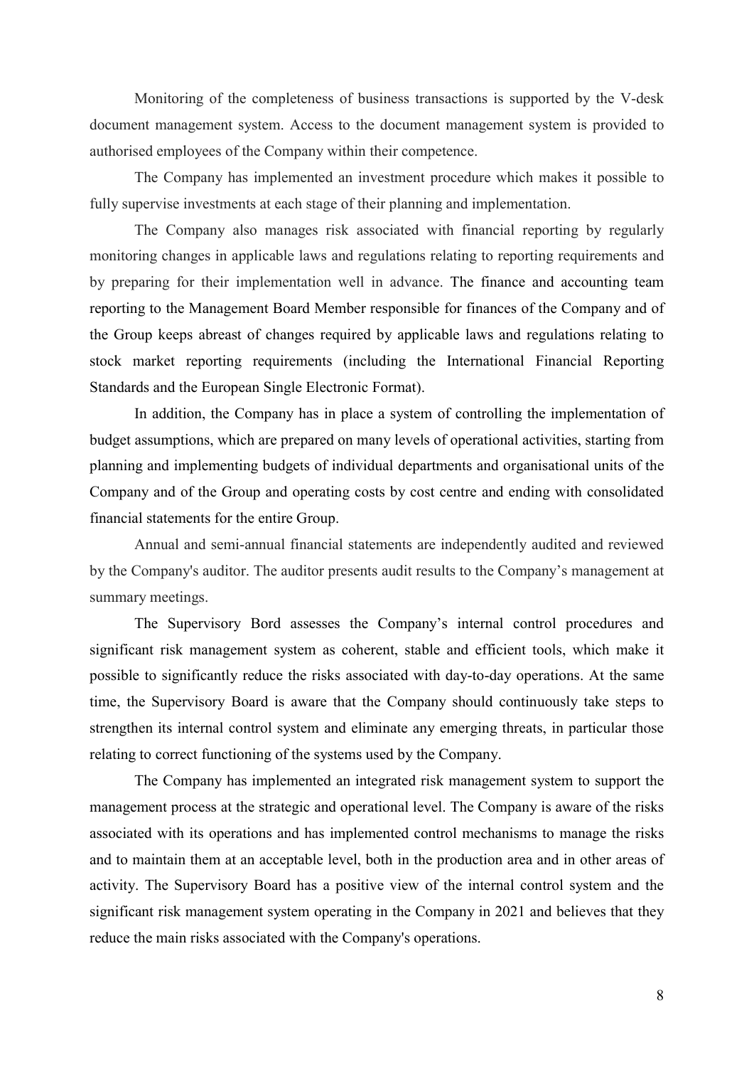Monitoring of the completeness of business transactions is supported by the V-desk document management system. Access to the document management system is provided to authorised employees of the Company within their competence.

The Company has implemented an investment procedure which makes it possible to fully supervise investments at each stage of their planning and implementation.

The Company also manages risk associated with financial reporting by regularly monitoring changes in applicable laws and regulations relating to reporting requirements and by preparing for their implementation well in advance. The finance and accounting team reporting to the Management Board Member responsible for finances of the Company and of the Group keeps abreast of changes required by applicable laws and regulations relating to stock market reporting requirements (including the International Financial Reporting Standards and the European Single Electronic Format).

In addition, the Company has in place a system of controlling the implementation of budget assumptions, which are prepared on many levels of operational activities, starting from planning and implementing budgets of individual departments and organisational units of the Company and of the Group and operating costs by cost centre and ending with consolidated financial statements for the entire Group.

Annual and semi-annual financial statements are independently audited and reviewed by the Company's auditor. The auditor presents audit results to the Company's management at summary meetings.

The Supervisory Bord assesses the Company's internal control procedures and significant risk management system as coherent, stable and efficient tools, which make it possible to significantly reduce the risks associated with day-to-day operations. At the same time, the Supervisory Board is aware that the Company should continuously take steps to strengthen its internal control system and eliminate any emerging threats, in particular those relating to correct functioning of the systems used by the Company.

The Company has implemented an integrated risk management system to support the management process at the strategic and operational level. The Company is aware of the risks associated with its operations and has implemented control mechanisms to manage the risks and to maintain them at an acceptable level, both in the production area and in other areas of activity. The Supervisory Board has a positive view of the internal control system and the significant risk management system operating in the Company in 2021 and believes that they reduce the main risks associated with the Company's operations.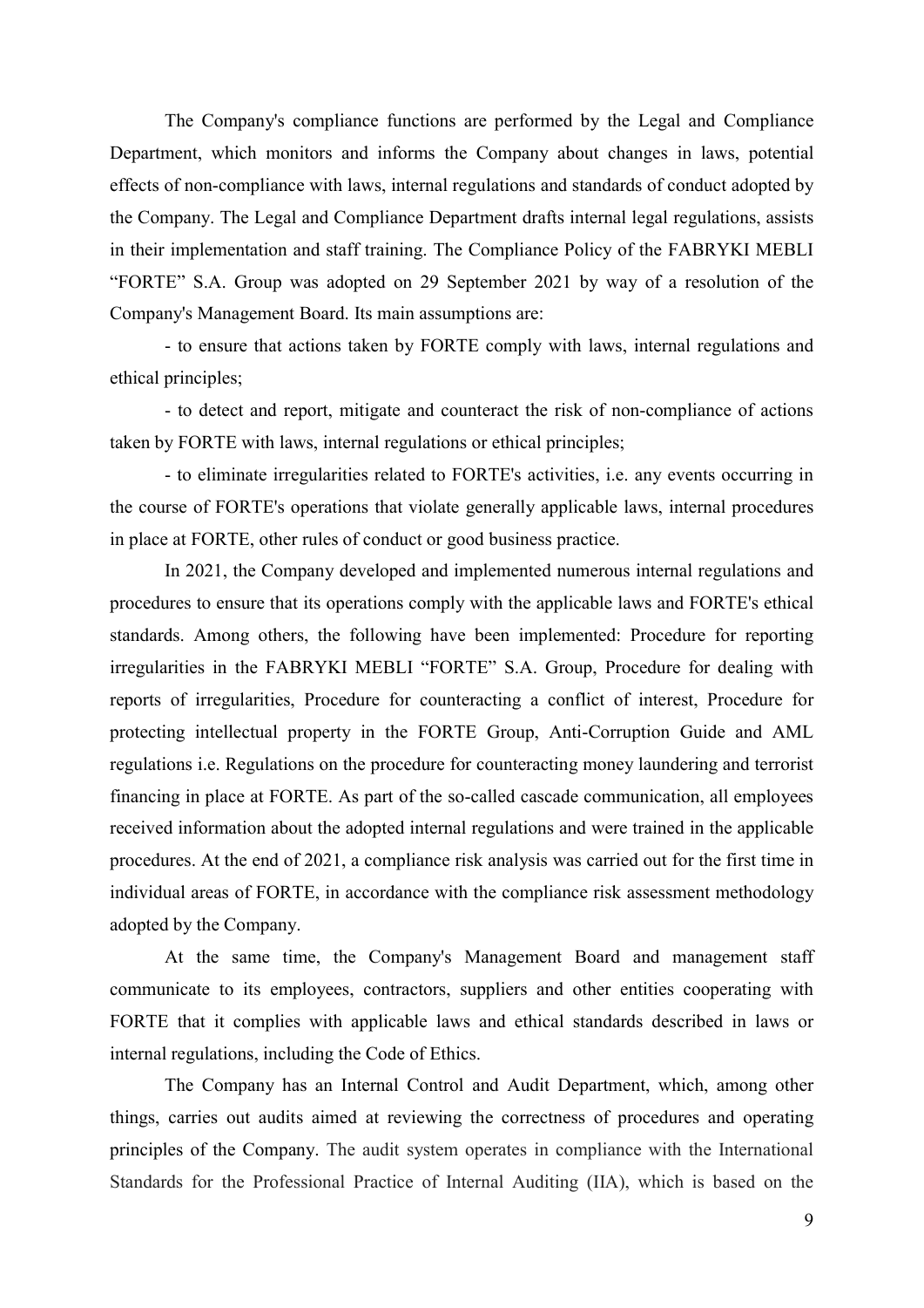The Company's compliance functions are performed by the Legal and Compliance Department, which monitors and informs the Company about changes in laws, potential effects of non-compliance with laws, internal regulations and standards of conduct adopted by the Company. The Legal and Compliance Department drafts internal legal regulations, assists in their implementation and staff training. The Compliance Policy of the FABRYKI MEBLI "FORTE" S.A. Group was adopted on 29 September 2021 by way of a resolution of the Company's Management Board. Its main assumptions are:

- to ensure that actions taken by FORTE comply with laws, internal regulations and ethical principles;
- to detect and report, mitigate and counteract the risk of non-compliance of actions taken by FORTE with laws, internal regulations or ethical principles;
- to eliminate irregularities related to FORTE's activities, i.e. any events occurring in the course of FORTE's operations that violate generally applicable laws, internal procedures in place at FORTE, other rules of conduct or good business practice.

In 2021, the Company developed and implemented numerous internal regulations and procedures to ensure that its operations comply with the applicable laws and FORTE's ethical standards. Among others, the following have been implemented: Procedure for reporting irregularities in the FABRYKI MEBLI "FORTE" S.A. Group, Procedure for dealing with reports of irregularities, Procedure for counteracting a conflict of interest, Procedure for protecting intellectual property in the FORTE Group, Anti-Corruption Guide and AML regulations i.e. Regulations on the procedure for counteracting money laundering and terrorist financing in place at FORTE. As part of the so-called cascade communication, all employees received information about the adopted internal regulations and were trained in the applicable procedures. At the end of 2021, a compliance risk analysis was carried out for the first time in individual areas of FORTE, in accordance with the compliance risk assessment methodology adopted by the Company.

At the same time, the Company's Management Board and management staff communicate to its employees, contractors, suppliers and other entities cooperating with FORTE that it complies with applicable laws and ethical standards described in laws or internal regulations, including the Code of Ethics.

The Company has an Internal Control and Audit Department, which, among other things, carries out audits aimed at reviewing the correctness of procedures and operating principles of the Company. The audit system operates in compliance with the International Standards for the Professional Practice of Internal Auditing (IIA), which is based on the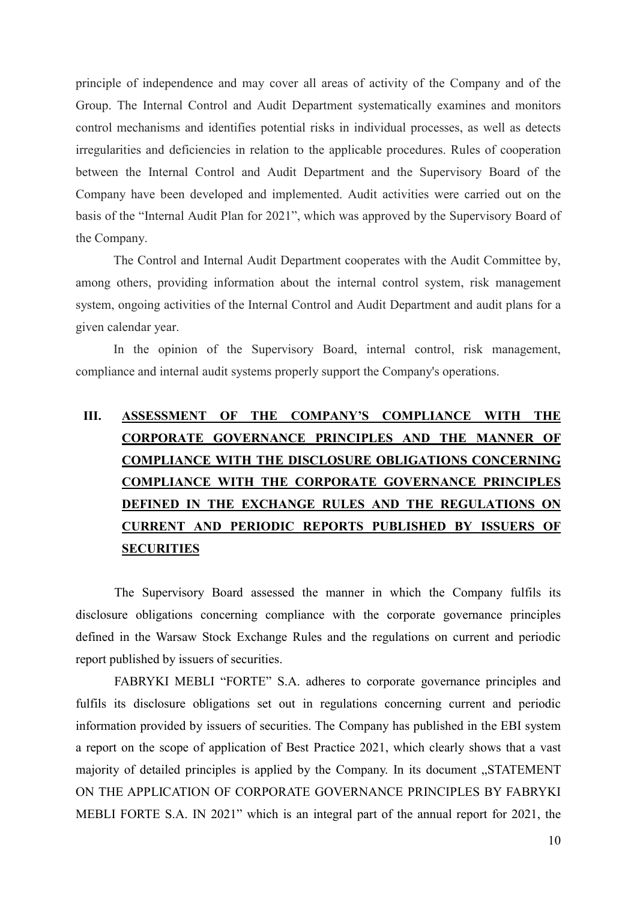principle of independence and may cover all areas of activity of the Company and of the Group. The Internal Control and Audit Department systematically examines and monitors control mechanisms and identifies potential risks in individual processes, as well as detects irregularities and deficiencies in relation to the applicable procedures. Rules of cooperation between the Internal Control and Audit Department and the Supervisory Board of the Company have been developed and implemented. Audit activities were carried out on the basis of the "Internal Audit Plan for 2021", which was approved by the Supervisory Board of the Company.

The Control and Internal Audit Department cooperates with the Audit Committee by, among others, providing information about the internal control system, risk management system, ongoing activities of the Internal Control and Audit Department and audit plans for a given calendar year.

In the opinion of the Supervisory Board, internal control, risk management, compliance and internal audit systems properly support the Company's operations.

## III. ASSESSMENT OF THE COMPANY'S COMPLIANCE WITH THE CORPORATE GOVERNANCE PRINCIPLES AND THE MANNER OF COMPLIANCE WITH THE DISCLOSURE OBLIGATIONS CONCERNING COMPLIANCE WITH THE CORPORATE GOVERNANCE PRINCIPLES DEFINED IN THE EXCHANGE RULES AND THE REGULATIONS ON CURRENT AND PERIODIC REPORTS PUBLISHED BY ISSUERS OF SECURITIES

The Supervisory Board assessed the manner in which the Company fulfils its disclosure obligations concerning compliance with the corporate governance principles defined in the Warsaw Stock Exchange Rules and the regulations on current and periodic report published by issuers of securities.

FABRYKI MEBLI "FORTE" S.A. adheres to corporate governance principles and fulfils its disclosure obligations set out in regulations concerning current and periodic information provided by issuers of securities. The Company has published in the EBI system a report on the scope of application of Best Practice 2021, which clearly shows that a vast majority of detailed principles is applied by the Company. In its document „STATEMENT ON THE APPLICATION OF CORPORATE GOVERNANCE PRINCIPLES BY FABRYKI MEBLI FORTE S.A. IN 2021" which is an integral part of the annual report for 2021, the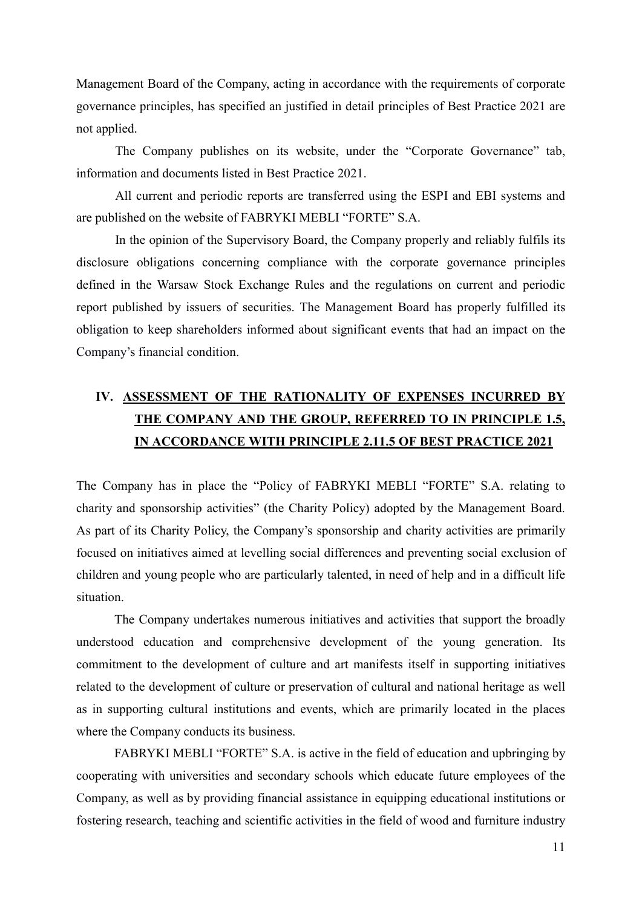Management Board of the Company, acting in accordance with the requirements of corporate governance principles, has specified an justified in detail principles of Best Practice 2021 are not applied.

The Company publishes on its website, under the "Corporate Governance" tab, information and documents listed in Best Practice 2021.

All current and periodic reports are transferred using the ESPI and EBI systems and are published on the website of FABRYKI MEBLI "FORTE" S.A.

In the opinion of the Supervisory Board, the Company properly and reliably fulfils its disclosure obligations concerning compliance with the corporate governance principles defined in the Warsaw Stock Exchange Rules and the regulations on current and periodic report published by issuers of securities. The Management Board has properly fulfilled its obligation to keep shareholders informed about significant events that had an impact on the Company's financial condition.

## IV. <u>ASSESSMENT OF THE RATIONALITY OF EXPENSES INCURRED BY THE COMPANY AND THE GROUP, REFERRED TO IN PRINCIPLE 1.5, IN ACCORDANCE WITH PRINCIPLE 2.11.5 OF BEST PRACTICE 2021</u>

The Company has in place the "Policy of FABRYKI MEBLI "FORTE" S.A. relating to charity and sponsorship activities" (the Charity Policy) adopted by the Management Board. As part of its Charity Policy, the Company's sponsorship and charity activities are primarily focused on initiatives aimed at levelling social differences and preventing social exclusion of children and young people who are particularly talented, in need of help and in a difficult life situation.

The Company undertakes numerous initiatives and activities that support the broadly understood education and comprehensive development of the young generation. Its commitment to the development of culture and art manifests itself in supporting initiatives related to the development of culture or preservation of cultural and national heritage as well as in supporting cultural institutions and events, which are primarily located in the places where the Company conducts its business.

FABRYKI MEBLI "FORTE" S.A. is active in the field of education and upbringing by cooperating with universities and secondary schools which educate future employees of the Company, as well as by providing financial assistance in equipping educational institutions or fostering research, teaching and scientific activities in the field of wood and furniture industry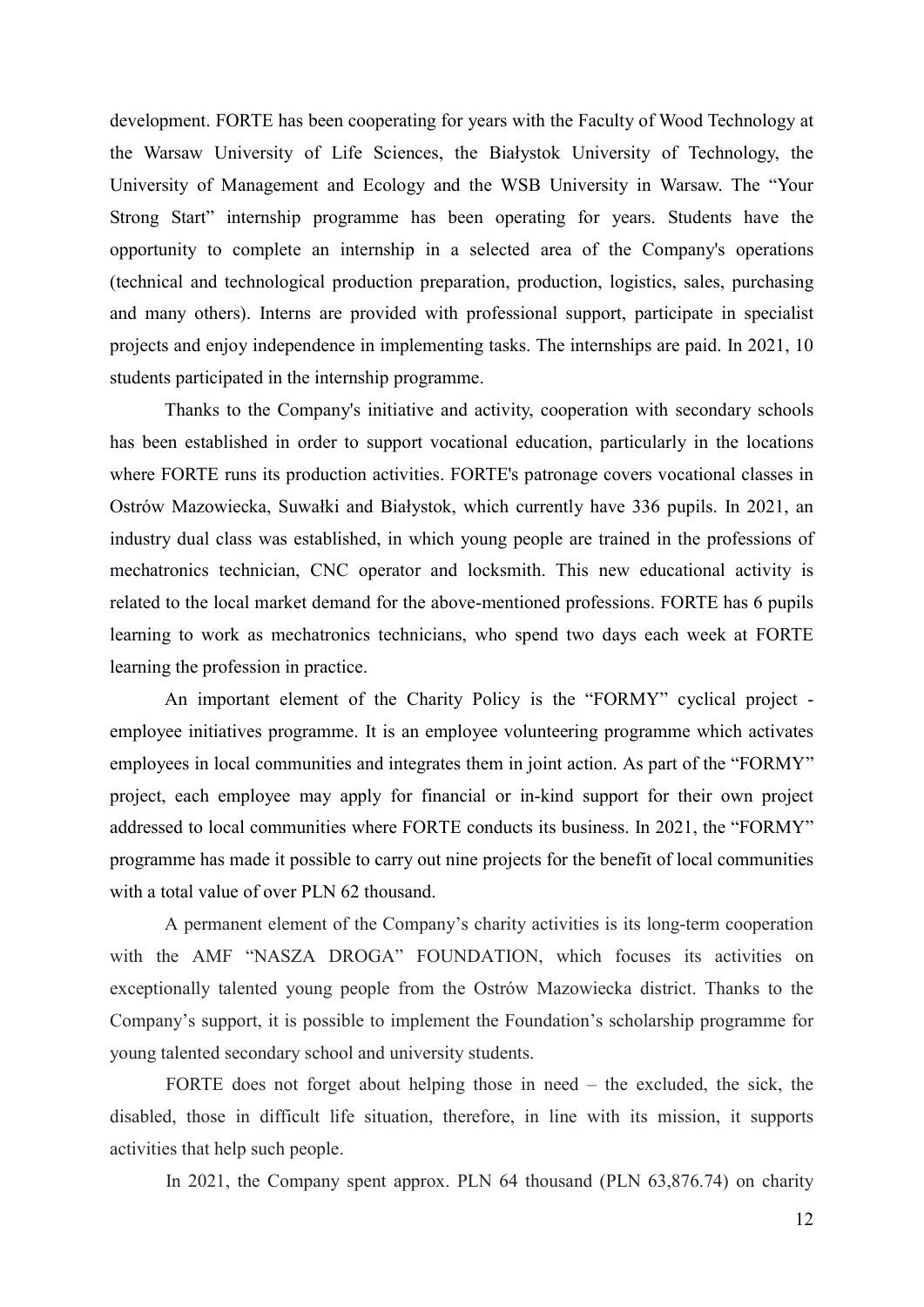development. FORTE has been cooperating for years with the Faculty of Wood Technology at the Warsaw University of Life Sciences, the Białystok University of Technology, the University of Management and Ecology and the WSB University in Warsaw. The "Your Strong Start" internship programme has been operating for years. Students have the opportunity to complete an internship in a selected area of the Company's operations (technical and technological production preparation, production, logistics, sales, purchasing and many others). Interns are provided with professional support, participate in specialist projects and enjoy independence in implementing tasks. The internships are paid. In 2021, 10 students participated in the internship programme.

Thanks to the Company's initiative and activity, cooperation with secondary schools has been established in order to support vocational education, particularly in the locations where FORTE runs its production activities. FORTE's patronage covers vocational classes in Ostrów Mazowiecka, Suwałki and Białystok, which currently have 336 pupils. In 2021, an industry dual class was established, in which young people are trained in the professions of mechatronics technician, CNC operator and locksmith. This new educational activity is related to the local market demand for the above-mentioned professions. FORTE has 6 pupils learning to work as mechatronics technicians, who spend two days each week at FORTE learning the profession in practice.

An important element of the Charity Policy is the "FORMY" cyclical project - employee initiatives programme. It is an employee volunteering programme which activates employees in local communities and integrates them in joint action. As part of the "FORMY" project, each employee may apply for financial or in-kind support for their own project addressed to local communities where FORTE conducts its business. In 2021, the "FORMY" programme has made it possible to carry out nine projects for the benefit of local communities with a total value of over PLN 62 thousand.

A permanent element of the Company's charity activities is its long-term cooperation with the AMF "NASZA DROGA" FOUNDATION, which focuses its activities on exceptionally talented young people from the Ostrów Mazowiecka district. Thanks to the Company's support, it is possible to implement the Foundation's scholarship programme for young talented secondary school and university students.

FORTE does not forget about helping those in need – the excluded, the sick, the disabled, those in difficult life situation, therefore, in line with its mission, it supports activities that help such people.

In 2021, the Company spent approx. PLN 64 thousand (PLN 63,876.74) on charity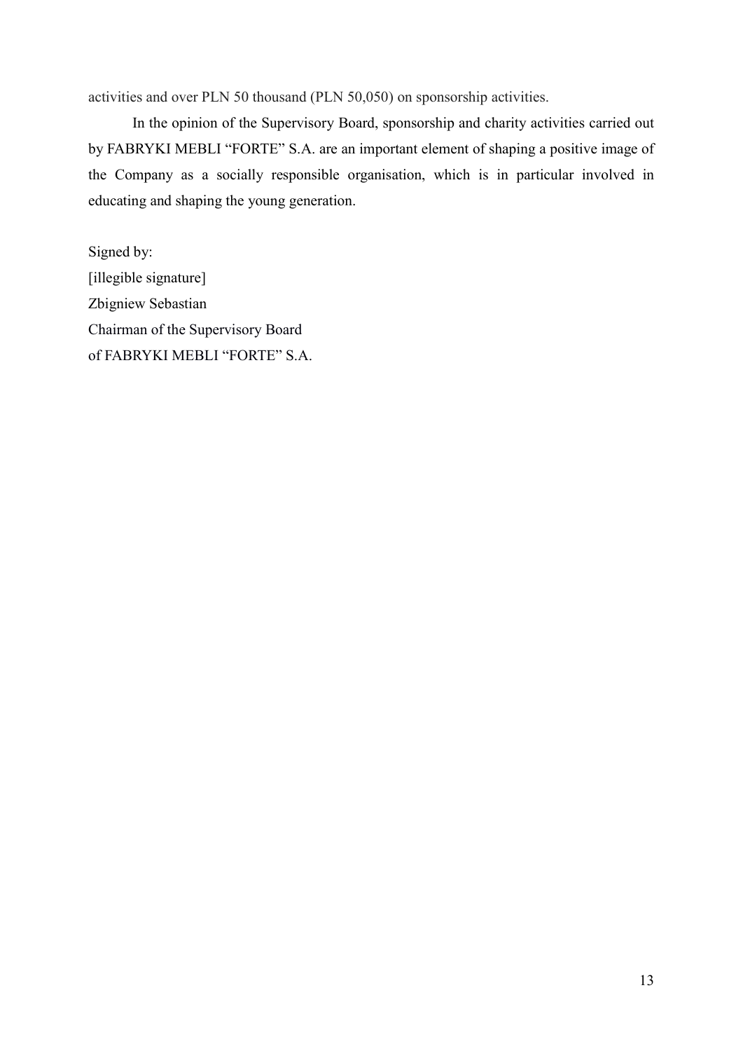activities and over PLN 50 thousand (PLN 50,050) on sponsorship activities.

In the opinion of the Supervisory Board, sponsorship and charity activities carried out by FABRYKI MEBLI "FORTE" S.A. are an important element of shaping a positive image of the Company as a socially responsible organisation, which is in particular involved in educating and shaping the young generation.

Signed by:
[illegible signature]
Zbigniew Sebastian
Chairman of the Supervisory Board
of FABRYKI MEBLI "FORTE" S.A.